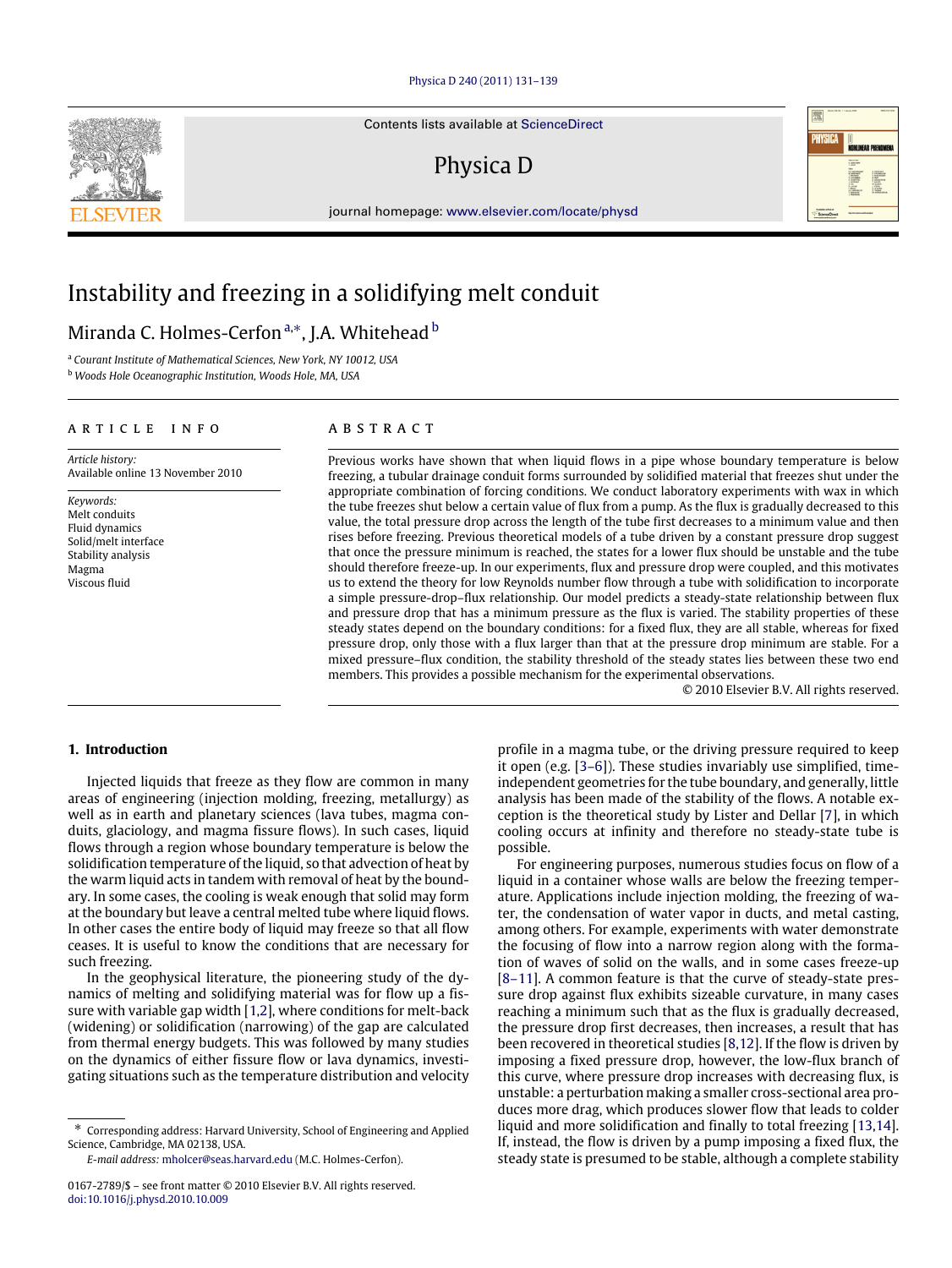# Instability and freezing in a solidifying melt conduit

Miranda C. Holmes-Cerfon [a,*], J.A. Whitehead [b]

[a] Courant Institute of Mathematical Sciences, New York, NY 10012, USA

[b] Woods Hole Oceanographic Institution, Woods Hole, MA, USA

**ARTICLE INFO**

*Article history:*
Available online 13 November 2010

*Keywords:*
Melt conduits
Fluid dynamics
Solid/melt interface
Stability analysis
Magma
Viscous fluid

**ABSTRACT**

Previous works have shown that when liquid flows in a pipe whose boundary temperature is below freezing, a tubular drainage conduit forms surrounded by solidified material that freezes shut under the appropriate combination of forcing conditions. We conduct laboratory experiments with wax in which the tube freezes shut below a certain value of flux from a pump. As the flux is gradually decreased to this value, the total pressure drop across the length of the tube first decreases to a minimum value and then rises before freezing. Previous theoretical models of a tube driven by a constant pressure drop suggest that once the pressure minimum is reached, the states for a lower flux should be unstable and the tube should therefore freeze-up. In our experiments, flux and pressure drop were coupled, and this motivates us to extend the theory for low Reynolds number flow through a tube with solidification to incorporate a simple pressure-drop–flux relationship. Our model predicts a steady-state relationship between flux and pressure drop that has a minimum pressure as the flux is varied. The stability properties of these steady states depend on the boundary conditions: for a fixed flux, they are all stable, whereas for fixed pressure drop, only those with a flux larger than that at the pressure drop minimum are stable. For a mixed pressure–flux condition, the stability threshold of the steady states lies between these two end members. This provides a possible mechanism for the experimental observations.

© 2010 Elsevier B.V. All rights reserved.

## 1. Introduction

Injected liquids that freeze as they flow are common in many areas of engineering (injection molding, freezing, metallurgy) as well as in earth and planetary sciences (lava tubes, magma conduits, glaciology, and magma fissure flows). In such cases, liquid flows through a region whose boundary temperature is below the solidification temperature of the liquid, so that advection of heat by the warm liquid acts in tandem with removal of heat by the boundary. In some cases, the cooling is weak enough that solid may form at the boundary but leave a central melted tube where liquid flows. In other cases the entire body of liquid may freeze so that all flow ceases. It is useful to know the conditions that are necessary for such freezing.

In the geophysical literature, the pioneering study of the dynamics of melting and solidifying material was for flow up a fissure with variable gap width [1,2], where conditions for melt-back (widening) or solidification (narrowing) of the gap are calculated from thermal energy budgets. This was followed by many studies on the dynamics of either fissure flow or lava dynamics, investigating situations such as the temperature distribution and velocity profile in a magma tube, or the driving pressure required to keep it open (e.g. [3–6]). These studies invariably use simplified, time-independent geometries for the tube boundary, and generally, little analysis has been made of the stability of the flows. A notable exception is the theoretical study by Lister and Dellar [7], in which cooling occurs at infinity and therefore no steady-state tube is possible.

For engineering purposes, numerous studies focus on flow of a liquid in a container whose walls are below the freezing temperature. Applications include injection molding, the freezing of water, the condensation of water vapor in ducts, and metal casting, among others. For example, experiments with water demonstrate the focusing of flow into a narrow region along with the formation of waves of solid on the walls, and in some cases freeze-up [8–11]. A common feature is that the curve of steady-state pressure drop against flux exhibits sizeable curvature, in many cases reaching a minimum such that as the flux is gradually decreased, the pressure drop first decreases, then increases, a result that has been recovered in theoretical studies [8,12]. If the flow is driven by imposing a fixed pressure drop, however, the low-flux branch of this curve, where pressure drop increases with decreasing flux, is unstable: a perturbation making a smaller cross-sectional area produces more drag, which produces slower flow that leads to colder liquid and more solidification and finally to total freezing [13,14]. If, instead, the flow is driven by a pump imposing a fixed flux, the steady state is presumed to be stable, although a complete stability

---

* Corresponding address: Harvard University, School of Engineering and Applied Science, Cambridge, MA 02138, USA.
*E-mail address:* mholcer@seas.harvard.edu (M.C. Holmes-Cerfon).

0167-2789/$ – see front matter © 2010 Elsevier B.V. All rights reserved.
doi:10.1016/j.physd.2010.10.009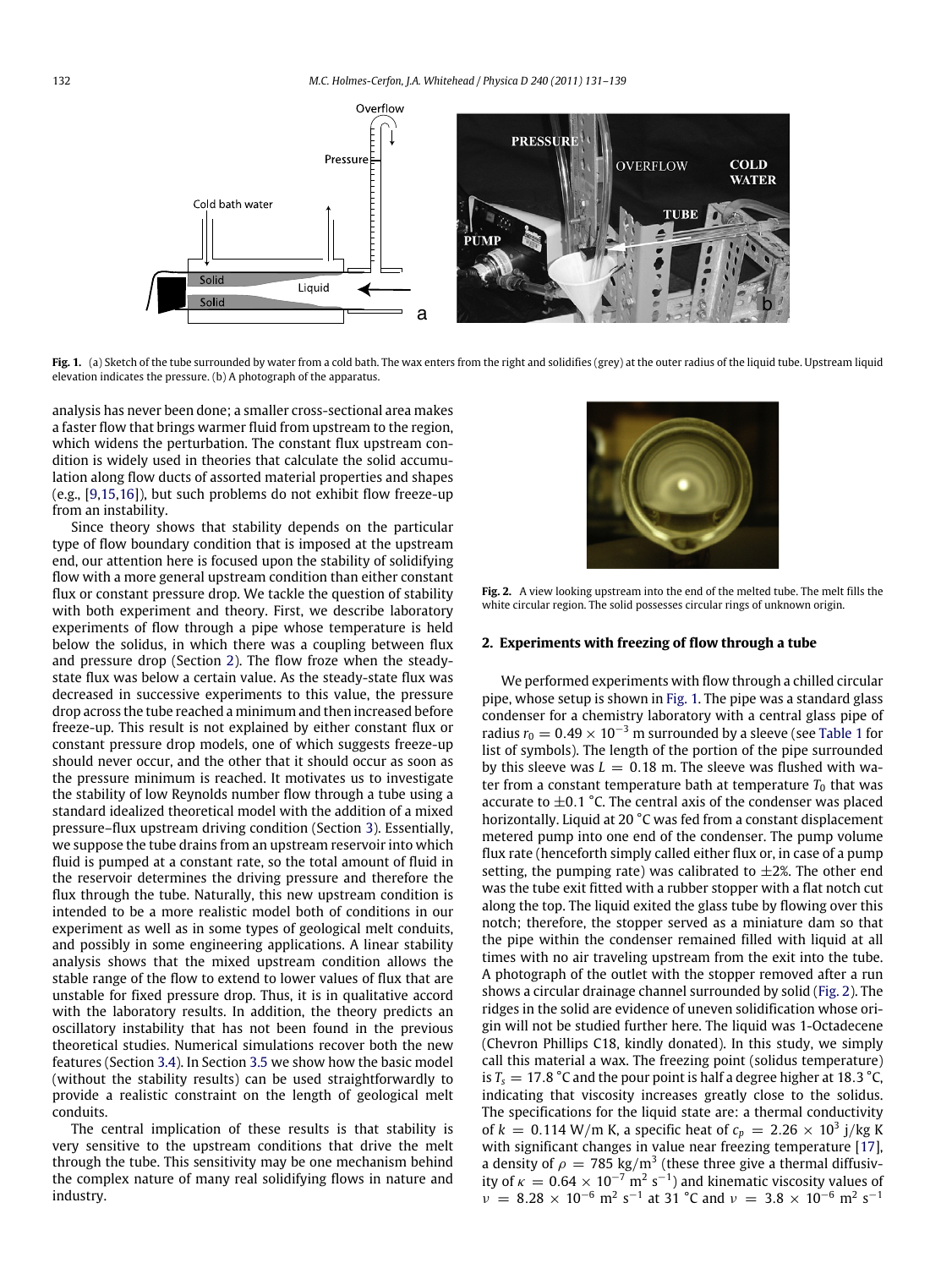Overflow

Pressure

Cold bath water

Solid

Liquid

Solid

a

PRESSURE

OVERFLOW

COLD WATER

TUBE

PUMP

b

**Fig. 1.** (a) Sketch of the tube surrounded by water from a cold bath. The wax enters from the right and solidifies (grey) at the outer radius of the liquid tube. Upstream liquid elevation indicates the pressure. (b) A photograph of the apparatus.

analysis has never been done; a smaller cross-sectional area makes a faster flow that brings warmer fluid from upstream to the region, which widens the perturbation. The constant flux upstream condition is widely used in theories that calculate the solid accumulation along flow ducts of assorted material properties and shapes (e.g., [9,15,16]), but such problems do not exhibit flow freeze-up from an instability.

Since theory shows that stability depends on the particular type of flow boundary condition that is imposed at the upstream end, our attention here is focused upon the stability of solidifying flow with a more general upstream condition than either constant flux or constant pressure drop. We tackle the question of stability with both experiment and theory. First, we describe laboratory experiments of flow through a pipe whose temperature is held below the solidus, in which there was a coupling between flux and pressure drop (Section 2). The flow froze when the steady-state flux was below a certain value. As the steady-state flux was decreased in successive experiments to this value, the pressure drop across the tube reached a minimum and then increased before freeze-up. This result is not explained by either constant flux or constant pressure drop models, one of which suggests freeze-up should never occur, and the other that it should occur as soon as the pressure minimum is reached. It motivates us to investigate the stability of low Reynolds number flow through a tube using a standard idealized theoretical model with the addition of a mixed pressure–flux upstream driving condition (Section 3). Essentially, we suppose the tube drains from an upstream reservoir into which fluid is pumped at a constant rate, so the total amount of fluid in the reservoir determines the driving pressure and therefore the flux through the tube. Naturally, this new upstream condition is intended to be a more realistic model both of conditions in our experiment as well as in some types of geological melt conduits, and possibly in some engineering applications. A linear stability analysis shows that the mixed upstream condition allows the stable range of the flow to extend to lower values of flux that are unstable for fixed pressure drop. Thus, it is in qualitative accord with the laboratory results. In addition, the theory predicts an oscillatory instability that has not been found in the previous theoretical studies. Numerical simulations recover both the new features (Section 3.4). In Section 3.5 we show how the basic model (without the stability results) can be used straightforwardly to provide a realistic constraint on the length of geological melt conduits.

The central implication of these results is that stability is very sensitive to the upstream conditions that drive the melt through the tube. This sensitivity may be one mechanism behind the complex nature of many real solidifying flows in nature and industry.

**Fig. 2.** A view looking upstream into the end of the melted tube. The melt fills the white circular region. The solid possesses circular rings of unknown origin.

## 2. Experiments with freezing of flow through a tube

We performed experiments with flow through a chilled circular pipe, whose setup is shown in Fig. 1. The pipe was a standard glass condenser for a chemistry laboratory with a central glass pipe of radius $r_0 = 0.49 \times 10^{-3}$ m surrounded by a sleeve (see Table 1 for list of symbols). The length of the portion of the pipe surrounded by this sleeve was $L = 0.18$ m. The sleeve was flushed with water from a constant temperature bath at temperature $T_0$ that was accurate to $\pm 0.1$ °C. The central axis of the condenser was placed horizontally. Liquid at 20 °C was fed from a constant displacement metered pump into one end of the condenser. The pump volume flux rate (henceforth simply called either flux or, in case of a pump setting, the pumping rate) was calibrated to $\pm 2\%$. The other end was the tube exit fitted with a rubber stopper with a flat notch cut along the top. The liquid exited the glass tube by flowing over this notch; therefore, the stopper served as a miniature dam so that the pipe within the condenser remained filled with liquid at all times with no air traveling upstream from the exit into the tube. A photograph of the outlet with the stopper removed after a run shows a circular drainage channel surrounded by solid (Fig. 2). The ridges in the solid are evidence of uneven solidification whose origin will not be studied further here. The liquid was 1-Octadecene (Chevron Phillips C18, kindly donated). In this study, we simply call this material a wax. The freezing point (solidus temperature) is $T_s = 17.8$ °C and the pour point is half a degree higher at 18.3 °C, indicating that viscosity increases greatly close to the solidus. The specifications for the liquid state are: a thermal conductivity of $k = 0.114$ W/m K, a specific heat of $c_p = 2.26 \times 10^3$ j/kg K with significant changes in value near freezing temperature [17], a density of $\rho = 785$ kg/m$^3$ (these three give a thermal diffusivity of $\kappa = 0.64 \times 10^{-7}$ m$^2$ s$^{-1}$) and kinematic viscosity values of $\nu = 8.28 \times 10^{-6}$ m$^2$ s$^{-1}$ at 31 °C and $\nu = 3.8 \times 10^{-6}$ m$^2$ s$^{-1}$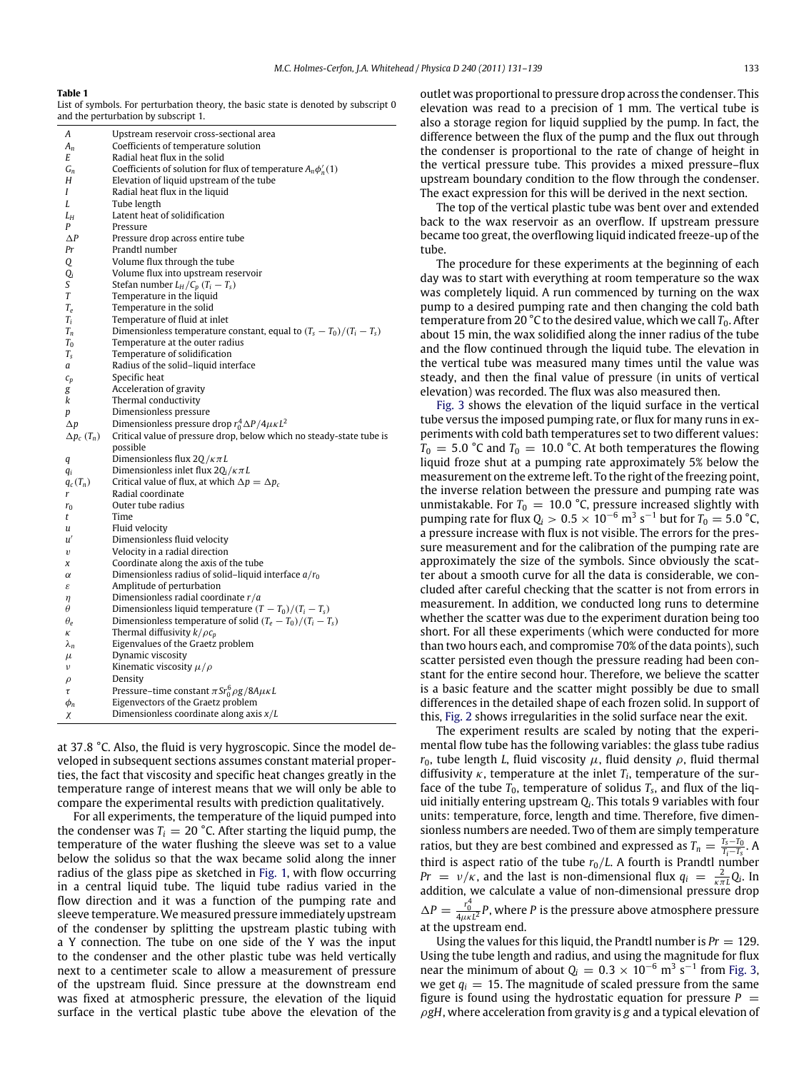**Table 1**
List of symbols. For perturbation theory, the basic state is denoted by subscript 0 and the perturbation by subscript 1.

| Symbol | Description |
|---|---|
| $A$ | Upstream reservoir cross-sectional area |
| $A_n$ | Coefficients of temperature solution |
| $E$ | Radial heat flux in the solid |
| $G_n$ | Coefficients of solution for flux of temperature $A_n\phi_n'(1)$ |
| $H$ | Elevation of liquid upstream of the tube |
| $I$ | Radial heat flux in the liquid |
| $L$ | Tube length |
| $L_H$ | Latent heat of solidification |
| $P$ | Pressure |
| $\Delta P$ | Pressure drop across entire tube |
| $Pr$ | Prandtl number |
| $Q$ | Volume flux through the tube |
| $Q_i$ | Volume flux into upstream reservoir |
| $S$ | Stefan number $L_H/C_p\,(T_i - T_s)$ |
| $T$ | Temperature in the liquid |
| $T_e$ | Temperature in the solid |
| $T_i$ | Temperature of fluid at inlet |
| $T_n$ | Dimensionless temperature constant, equal to $(T_s - T_0)/(T_i - T_s)$ |
| $T_0$ | Temperature at the outer radius |
| $T_s$ | Temperature of solidification |
| $a$ | Radius of the solid–liquid interface |
| $c_p$ | Specific heat |
| $g$ | Acceleration of gravity |
| $k$ | Thermal conductivity |
| $p$ | Dimensionless pressure |
| $\Delta p$ | Dimensionless pressure drop $r_0^4\Delta P/4\mu\kappa L^2$ |
| $\Delta p_c\ (T_n)$ | Critical value of pressure drop, below which no steady-state tube is possible |
| $q$ | Dimensionless flux $2Q/\kappa\pi L$ |
| $q_i$ | Dimensionless inlet flux $2Q_i/\kappa\pi L$ |
| $q_c(T_n)$ | Critical value of flux, at which $\Delta p = \Delta p_c$ |
| $r$ | Radial coordinate |
| $r_0$ | Outer tube radius |
| $t$ | Time |
| $u$ | Fluid velocity |
| $u'$ | Dimensionless fluid velocity |
| $v$ | Velocity in a radial direction |
| $x$ | Coordinate along the axis of the tube |
| $\alpha$ | Dimensionless radius of solid–liquid interface $a/r_0$ |
| $\varepsilon$ | Amplitude of perturbation |
| $\eta$ | Dimensionless radial coordinate $r/a$ |
| $\theta$ | Dimensionless liquid temperature $(T - T_0)/(T_i - T_s)$ |
| $\theta_e$ | Dimensionless temperature of solid $(T_e - T_0)/(T_i - T_s)$ |
| $\kappa$ | Thermal diffusivity $k/\rho c_p$ |
| $\lambda_n$ | Eigenvalues of the Graetz problem |
| $\mu$ | Dynamic viscosity |
| $\nu$ | Kinematic viscosity $\mu/\rho$ |
| $\rho$ | Density |
| $\tau$ | Pressure–time constant $\pi S r_0^6\rho g/8A\mu\kappa L$ |
| $\phi_n$ | Eigenvectors of the Graetz problem |
| $\chi$ | Dimensionless coordinate along axis $x/L$ |

at 37.8 °C. Also, the fluid is very hygroscopic. Since the model developed in subsequent sections assumes constant material properties, the fact that viscosity and specific heat changes greatly in the temperature range of interest means that we will only be able to compare the experimental results with prediction qualitatively.

For all experiments, the temperature of the liquid pumped into the condenser was $T_i = 20$ °C. After starting the liquid pump, the temperature of the water flushing the sleeve was set to a value below the solidus so that the wax became solid along the inner radius of the glass pipe as sketched in Fig. 1, with flow occurring in a central liquid tube. The liquid tube radius varied in the flow direction and it was a function of the pumping rate and sleeve temperature. We measured pressure immediately upstream of the condenser by splitting the upstream plastic tubing with a Y connection. The tube on one side of the Y was the input to the condenser and the other plastic tube was held vertically next to a centimeter scale to allow a measurement of pressure of the upstream fluid. Since pressure at the downstream end was fixed at atmospheric pressure, the elevation of the liquid surface in the vertical plastic tube above the elevation of the outlet was proportional to pressure drop across the condenser. This elevation was read to a precision of 1 mm. The vertical tube is also a storage region for liquid supplied by the pump. In fact, the difference between the flux of the pump and the flux out through the condenser is proportional to the rate of change of height in the vertical pressure tube. This provides a mixed pressure–flux upstream boundary condition to the flow through the condenser. The exact expression for this will be derived in the next section.

The top of the vertical plastic tube was bent over and extended back to the wax reservoir as an overflow. If upstream pressure became too great, the overflowing liquid indicated freeze-up of the tube.

The procedure for these experiments at the beginning of each day was to start with everything at room temperature so the wax was completely liquid. A run commenced by turning on the wax pump to a desired pumping rate and then changing the cold bath temperature from 20 °C to the desired value, which we call $T_0$. After about 15 min, the wax solidified along the inner radius of the tube and the flow continued through the liquid tube. The elevation in the vertical tube was measured many times until the value was steady, and then the final value of pressure (in units of vertical elevation) was recorded. The flux was also measured then.

Fig. 3 shows the elevation of the liquid surface in the vertical tube versus the imposed pumping rate, or flux for many runs in experiments with cold bath temperatures set to two different values: $T_0 = 5.0$ °C and $T_0 = 10.0$ °C. At both temperatures the flowing liquid froze shut at a pumping rate approximately 5% below the measurement on the extreme left. To the right of the freezing point, the inverse relation between the pressure and pumping rate was unmistakable. For $T_0 = 10.0$ °C, pressure increased slightly with pumping rate for flux $Q_i > 0.5 \times 10^{-6}$ m$^3$ s$^{-1}$ but for $T_0 = 5.0$ °C, a pressure increase with flux is not visible. The errors for the pressure measurement and for the calibration of the pumping rate are approximately the size of the symbols. Since obviously the scatter about a smooth curve for all the data is considerable, we concluded after careful checking that the scatter is not from errors in measurement. In addition, we conducted long runs to determine whether the scatter was due to the experiment duration being too short. For all these experiments (which were conducted for more than two hours each, and compromise 70% of the data points), such scatter persisted even though the pressure reading had been constant for the entire second hour. Therefore, we believe the scatter is a basic feature and the scatter might possibly be due to small differences in the detailed shape of each frozen solid. In support of this, Fig. 2 shows irregularities in the solid surface near the exit.

The experiment results are scaled by noting that the experimental flow tube has the following variables: the glass tube radius $r_0$, tube length $L$, fluid viscosity $\mu$, fluid density $\rho$, fluid thermal diffusivity $\kappa$, temperature at the inlet $T_i$, temperature of the surface of the tube $T_0$, temperature of solidus $T_s$, and flux of the liquid initially entering upstream $Q_i$. This totals 9 variables with four units: temperature, force, length and time. Therefore, five dimensionless numbers are needed. Two of them are simply temperature ratios, but they are best combined and expressed as $T_n = \frac{T_s - T_0}{T_i - T_s}$. A third is aspect ratio of the tube $r_0/L$. A fourth is Prandtl number $Pr = \nu/\kappa$, and the last is non-dimensional flux $q_i = \frac{2}{\kappa\pi L}Q_i$. In addition, we calculate a value of non-dimensional pressure drop $\Delta P = \frac{r_0^4}{4\mu\kappa L^2}P$, where $P$ is the pressure above atmosphere pressure at the upstream end.

Using the values for this liquid, the Prandtl number is $Pr = 129$. Using the tube length and radius, and using the magnitude for flux near the minimum of about $Q_i = 0.3 \times 10^{-6}$ m$^3$ s$^{-1}$ from Fig. 3, we get $q_i = 15$. The magnitude of scaled pressure from the same figure is found using the hydrostatic equation for pressure $P = \rho g H$, where acceleration from gravity is $g$ and a typical elevation of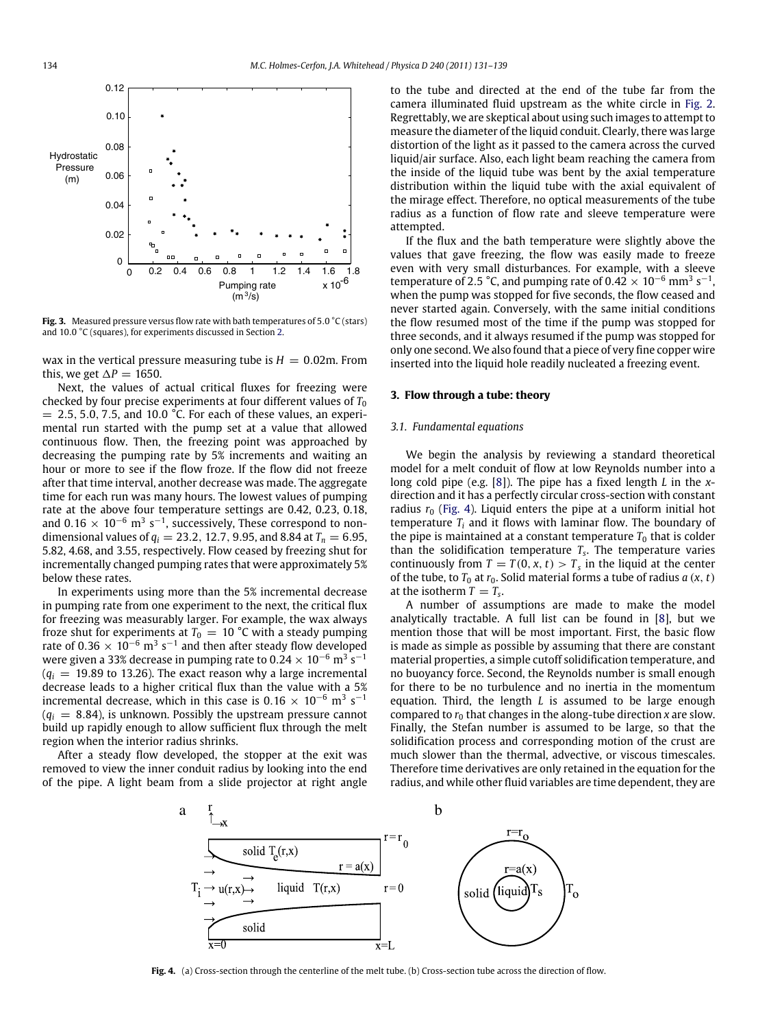**Fig. 3.** Measured pressure versus flow rate with bath temperatures of 5.0 °C (stars) and 10.0 °C (squares), for experiments discussed in Section 2.

wax in the vertical pressure measuring tube is $H = 0.02$m. From this, we get $\Delta P = 1650$.

Next, the values of actual critical fluxes for freezing were checked by four precise experiments at four different values of $T_0 = 2.5, 5.0, 7.5,$ and $10.0$ °C. For each of these values, an experimental run started with the pump set at a value that allowed continuous flow. Then, the freezing point was approached by decreasing the pumping rate by 5% increments and waiting an hour or more to see if the flow froze. If the flow did not freeze after that time interval, another decrease was made. The aggregate time for each run was many hours. The lowest values of pumping rate at the above four temperature settings are 0.42, 0.23, 0.18, and $0.16 \times 10^{-6}$ m$^3$ s$^{-1}$, successively, These correspond to non-dimensional values of $q_i = 23.2$, 12.7, 9.95, and 8.84 at $T_n = 6.95$, 5.82, 4.68, and 3.55, respectively. Flow ceased by freezing shut for incrementally changed pumping rates that were approximately 5% below these rates.

In experiments using more than the 5% incremental decrease in pumping rate from one experiment to the next, the critical flux for freezing was measurably larger. For example, the wax always froze shut for experiments at $T_0 = 10$ °C with a steady pumping rate of $0.36 \times 10^{-6}$ m$^3$ s$^{-1}$ and then after steady flow developed were given a 33% decrease in pumping rate to $0.24 \times 10^{-6}$ m$^3$ s$^{-1}$ ($q_i = 19.89$ to 13.26). The exact reason why a large incremental decrease leads to a higher critical flux than the value with a 5% incremental decrease, which in this case is $0.16 \times 10^{-6}$ m$^3$ s$^{-1}$ ($q_i = 8.84$), is unknown. Possibly the upstream pressure cannot build up rapidly enough to allow sufficient flux through the melt region when the interior radius shrinks.

After a steady flow developed, the stopper at the exit was removed to view the inner conduit radius by looking into the end of the pipe. A light beam from a slide projector at right angle to the tube and directed at the end of the tube far from the camera illuminated fluid upstream as the white circle in Fig. 2. Regrettably, we are skeptical about using such images to attempt to measure the diameter of the liquid conduit. Clearly, there was large distortion of the light as it passed to the camera across the curved liquid/air surface. Also, each light beam reaching the camera from the inside of the liquid tube was bent by the axial temperature distribution within the liquid tube with the axial equivalent of the mirage effect. Therefore, no optical measurements of the tube radius as a function of flow rate and sleeve temperature were attempted.

If the flux and the bath temperature were slightly above the values that gave freezing, the flow was easily made to freeze even with very small disturbances. For example, with a sleeve temperature of 2.5 °C, and pumping rate of $0.42 \times 10^{-6}$ mm$^3$ s$^{-1}$, when the pump was stopped for five seconds, the flow ceased and never started again. Conversely, with the same initial conditions the flow resumed most of the time if the pump was stopped for three seconds, and it always resumed if the pump was stopped for only one second. We also found that a piece of very fine copper wire inserted into the liquid hole readily nucleated a freezing event.

## 3. Flow through a tube: theory

### 3.1. Fundamental equations

We begin the analysis by reviewing a standard theoretical model for a melt conduit of flow at low Reynolds number into a long cold pipe (e.g. [8]). The pipe has a fixed length $L$ in the $x$-direction and it has a perfectly circular cross-section with constant radius $r_0$ (Fig. 4). Liquid enters the pipe at a uniform initial hot temperature $T_i$ and it flows with laminar flow. The boundary of the pipe is maintained at a constant temperature $T_0$ that is colder than the solidification temperature $T_s$. The temperature varies continuously from $T = T(0, x, t) > T_s$ in the liquid at the center of the tube, to $T_0$ at $r_0$. Solid material forms a tube of radius $a(x, t)$ at the isotherm $T = T_s$.

A number of assumptions are made to make the model analytically tractable. A full list can be found in [8], but we mention those that will be most important. First, the basic flow is made as simple as possible by assuming that there are constant material properties, a simple cutoff solidification temperature, and no buoyancy force. Second, the Reynolds number is small enough for there to be no turbulence and no inertia in the momentum equation. Third, the length $L$ is assumed to be large enough compared to $r_0$ that changes in the along-tube direction $x$ are slow. Finally, the Stefan number is assumed to be large, so that the solidification process and corresponding motion of the crust are much slower than the thermal, advective, or viscous timescales. Therefore time derivatives are only retained in the equation for the radius, and while other fluid variables are time dependent, they are

**Fig. 4.** (a) Cross-section through the centerline of the melt tube. (b) Cross-section tube across the direction of flow.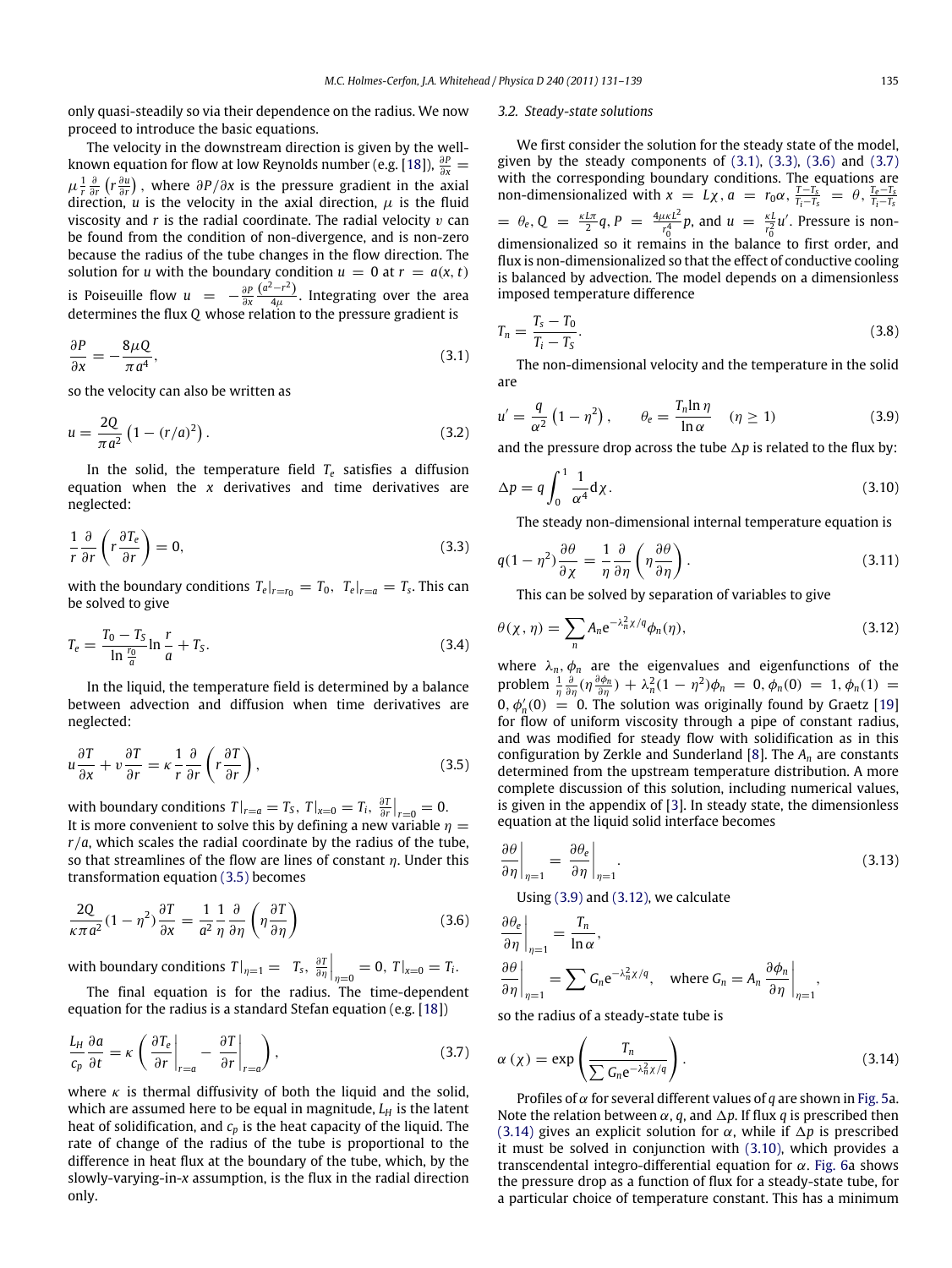only quasi-steadily so via their dependence on the radius. We now proceed to introduce the basic equations.

The velocity in the downstream direction is given by the well-known equation for flow at low Reynolds number (e.g. [18]), $\frac{\partial P}{\partial x} = \mu \frac{1}{r}\frac{\partial}{\partial r}\left(r\frac{\partial u}{\partial r}\right)$, where $\partial P/\partial x$ is the pressure gradient in the axial direction, $u$ is the velocity in the axial direction, $\mu$ is the fluid viscosity and $r$ is the radial coordinate. The radial velocity $v$ can be found from the condition of non-divergence, and is non-zero because the radius of the tube changes in the flow direction. The solution for $u$ with the boundary condition $u = 0$ at $r = a(x,t)$ is Poiseuille flow $u = -\frac{\partial P}{\partial x}\frac{(a^2-r^2)}{4\mu}$. Integrating over the area determines the flux $Q$ whose relation to the pressure gradient is

$$\frac{\partial P}{\partial x} = -\frac{8\mu Q}{\pi a^4}, \tag{3.1}$$

so the velocity can also be written as

$$u = \frac{2Q}{\pi a^2}\left(1-(r/a)^2\right). \tag{3.2}$$

In the solid, the temperature field $T_e$ satisfies a diffusion equation when the $x$ derivatives and time derivatives are neglected:

$$\frac{1}{r}\frac{\partial}{\partial r}\left(r\frac{\partial T_e}{\partial r}\right) = 0, \tag{3.3}$$

with the boundary conditions $T_e|_{r=r_0} = T_0,\ T_e|_{r=a} = T_s$. This can be solved to give

$$T_e = \frac{T_0 - T_S}{\ln\frac{r_0}{a}}\ln\frac{r}{a} + T_S. \tag{3.4}$$

In the liquid, the temperature field is determined by a balance between advection and diffusion when time derivatives are neglected:

$$u\frac{\partial T}{\partial x} + v\frac{\partial T}{\partial r} = \kappa\frac{1}{r}\frac{\partial}{\partial r}\left(r\frac{\partial T}{\partial r}\right), \tag{3.5}$$

with boundary conditions $T|_{r=a} = T_S,\ T|_{x=0} = T_i,\ \frac{\partial T}{\partial r}\Big|_{r=0} = 0$. It is more convenient to solve this by defining a new variable $\eta = r/a$, which scales the radial coordinate by the radius of the tube, so that streamlines of the flow are lines of constant $\eta$. Under this transformation equation (3.5) becomes

$$\frac{2Q}{\kappa\pi a^2}(1-\eta^2)\frac{\partial T}{\partial x} = \frac{1}{a^2}\frac{1}{\eta}\frac{\partial}{\partial\eta}\left(\eta\frac{\partial T}{\partial\eta}\right) \tag{3.6}$$

with boundary conditions $T|_{\eta=1} = T_s,\ \frac{\partial T}{\partial\eta}\Big|_{\eta=0} = 0,\ T|_{x=0} = T_i$.

The final equation is for the radius. The time-dependent equation for the radius is a standard Stefan equation (e.g. [18])

$$\frac{L_H}{c_p}\frac{\partial a}{\partial t} = \kappa\left(\frac{\partial T_e}{\partial r}\Big|_{r=a} - \frac{\partial T}{\partial r}\Big|_{r=a}\right), \tag{3.7}$$

where $\kappa$ is thermal diffusivity of both the liquid and the solid, which are assumed here to be equal in magnitude, $L_H$ is the latent heat of solidification, and $c_p$ is the heat capacity of the liquid. The rate of change of the radius of the tube is proportional to the difference in heat flux at the boundary of the tube, which, by the slowly-varying-in-$x$ assumption, is the flux in the radial direction only.

### 3.2. Steady-state solutions

We first consider the solution for the steady state of the model, given by the steady components of (3.1), (3.3), (3.6) and (3.7) with the corresponding boundary conditions. The equations are non-dimensionalized with $x = L\chi$, $a = r_0\alpha$, $\frac{T-T_s}{T_i-T_s} = \theta$, $\frac{T_e-T_s}{T_i-T_s} = \theta_e$, $Q = \frac{\kappa L\pi}{2}q$, $P = \frac{4\mu\kappa L^2}{r_0^4}p$, and $u = \frac{\kappa L}{r_0^2}u'$. Pressure is non-dimensionalized so it remains in the balance to first order, and flux is non-dimensionalized so that the effect of conductive cooling is balanced by advection. The model depends on a dimensionless imposed temperature difference

$$T_n = \frac{T_s - T_0}{T_i - T_S}. \tag{3.8}$$

The non-dimensional velocity and the temperature in the solid are

$$u' = \frac{q}{\alpha^2}\left(1-\eta^2\right), \qquad \theta_e = \frac{T_n\ln\eta}{\ln\alpha} \quad (\eta \ge 1) \tag{3.9}$$

and the pressure drop across the tube $\Delta p$ is related to the flux by:

$$\Delta p = q\int_0^1 \frac{1}{\alpha^4}\mathrm{d}\chi. \tag{3.10}$$

The steady non-dimensional internal temperature equation is

$$q(1-\eta^2)\frac{\partial\theta}{\partial\chi} = \frac{1}{\eta}\frac{\partial}{\partial\eta}\left(\eta\frac{\partial\theta}{\partial\eta}\right). \tag{3.11}$$

This can be solved by separation of variables to give

$$\theta(\chi,\eta) = \sum_n A_n \mathrm{e}^{-\lambda_n^2\chi/q}\phi_n(\eta), \tag{3.12}$$

where $\lambda_n, \phi_n$ are the eigenvalues and eigenfunctions of the problem $\frac{1}{\eta}\frac{\partial}{\partial\eta}(\eta\frac{\partial\phi_n}{\partial\eta}) + \lambda_n^2(1-\eta^2)\phi_n = 0$, $\phi_n(0) = 1$, $\phi_n(1) = 0$, $\phi_n'(0) = 0$. The solution was originally found by Graetz [19] for flow of uniform viscosity through a pipe of constant radius, and was modified for steady flow with solidification as in this configuration by Zerkle and Sunderland [8]. The $A_n$ are constants determined from the upstream temperature distribution. A more complete discussion of this solution, including numerical values, is given in the appendix of [3]. In steady state, the dimensionless equation at the liquid solid interface becomes

$$\frac{\partial\theta}{\partial\eta}\Big|_{\eta=1} = \frac{\partial\theta_e}{\partial\eta}\Big|_{\eta=1}. \tag{3.13}$$

Using (3.9) and (3.12), we calculate

$$\frac{\partial\theta_e}{\partial\eta}\Big|_{\eta=1} = \frac{T_n}{\ln\alpha},$$

$$\frac{\partial\theta}{\partial\eta}\Big|_{\eta=1} = \sum G_n\mathrm{e}^{-\lambda_n^2\chi/q}, \quad \text{where } G_n = A_n\frac{\partial\phi_n}{\partial\eta}\Big|_{\eta=1},$$

so the radius of a steady-state tube is

$$\alpha(\chi) = \exp\left(\frac{T_n}{\sum G_n\mathrm{e}^{-\lambda_n^2\chi/q}}\right). \tag{3.14}$$

Profiles of $\alpha$ for several different values of $q$ are shown in Fig. 5a. Note the relation between $\alpha$, $q$, and $\Delta p$. If flux $q$ is prescribed then (3.14) gives an explicit solution for $\alpha$, while if $\Delta p$ is prescribed it must be solved in conjunction with (3.10), which provides a transcendental integro-differential equation for $\alpha$. Fig. 6a shows the pressure drop as a function of flux for a steady-state tube, for a particular choice of temperature constant. This has a minimum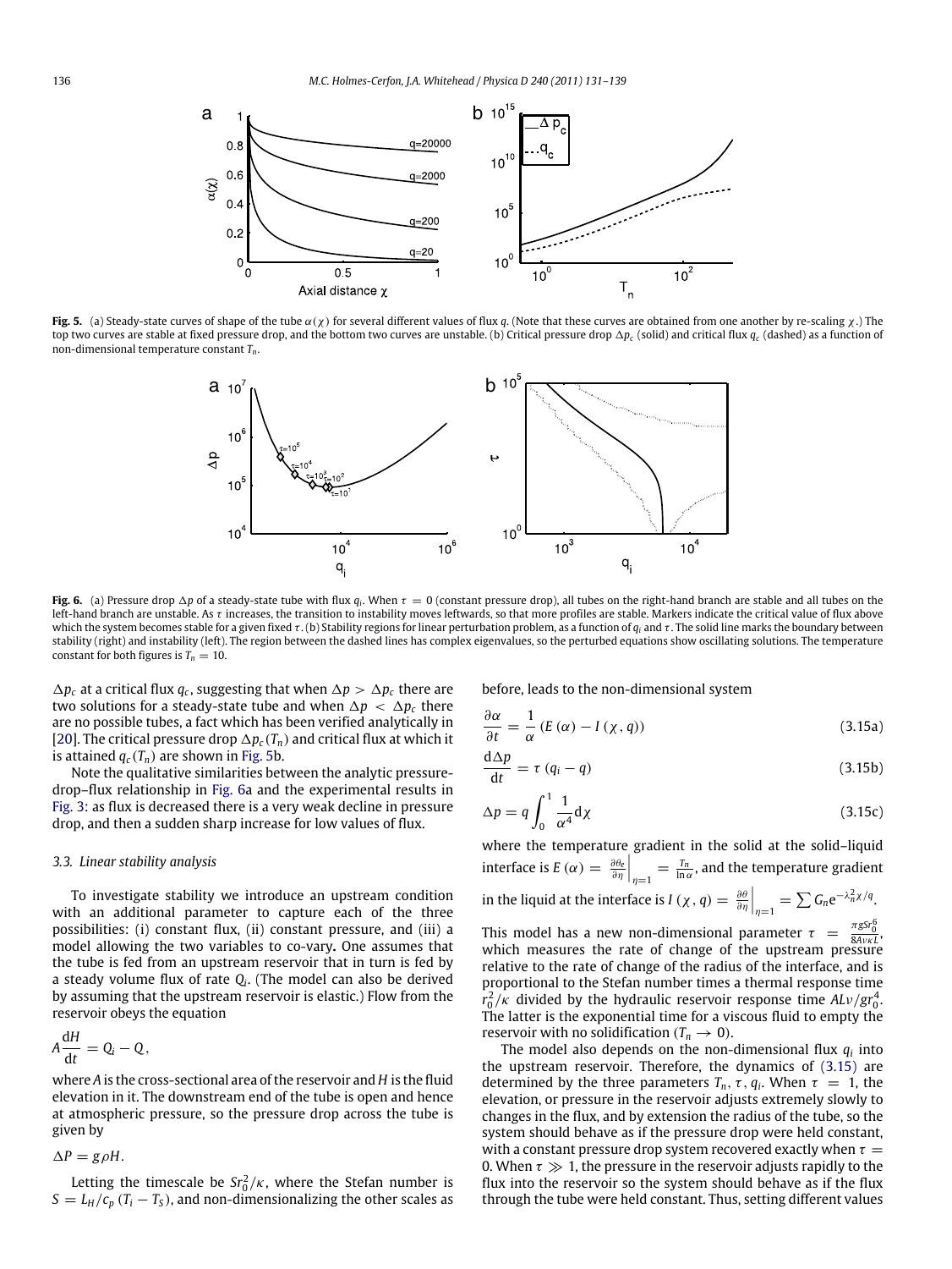**Fig. 5.** (a) Steady-state curves of shape of the tube $\alpha(\chi)$ for several different values of flux $q$. (Note that these curves are obtained from one another by re-scaling $\chi$.) The top two curves are stable at fixed pressure drop, and the bottom two curves are unstable. (b) Critical pressure drop $\Delta p_c$ (solid) and critical flux $q_c$ (dashed) as a function of non-dimensional temperature constant $T_n$.

**Fig. 6.** (a) Pressure drop $\Delta p$ of a steady-state tube with flux $q_i$. When $\tau = 0$ (constant pressure drop), all tubes on the right-hand branch are stable and all tubes on the left-hand branch are unstable. As $\tau$ increases, the transition to instability moves leftwards, so that more profiles are stable. Markers indicate the critical value of flux above which the system becomes stable for a given fixed $\tau$. (b) Stability regions for linear perturbation problem, as a function of $q_i$ and $\tau$. The solid line marks the boundary between stability (right) and instability (left). The region between the dashed lines has complex eigenvalues, so the perturbed equations show oscillating solutions. The temperature constant for both figures is $T_n = 10$.

$\Delta p_c$ at a critical flux $q_c$, suggesting that when $\Delta p > \Delta p_c$ there are two solutions for a steady-state tube and when $\Delta p < \Delta p_c$ there are no possible tubes, a fact which has been verified analytically in [20]. The critical pressure drop $\Delta p_c(T_n)$ and critical flux at which it is attained $q_c(T_n)$ are shown in Fig. 5b.

Note the qualitative similarities between the analytic pressure-drop–flux relationship in Fig. 6a and the experimental results in Fig. 3: as flux is decreased there is a very weak decline in pressure drop, and then a sudden sharp increase for low values of flux.

### 3.3. Linear stability analysis

To investigate stability we introduce an upstream condition with an additional parameter to capture each of the three possibilities: (i) constant flux, (ii) constant pressure, and (iii) a model allowing the two variables to co-vary**.** One assumes that the tube is fed from an upstream reservoir that in turn is fed by a steady volume flux of rate $Q_i$. (The model can also be derived by assuming that the upstream reservoir is elastic.) Flow from the reservoir obeys the equation

$$A\frac{dH}{dt} = Q_i - Q,$$

where $A$ is the cross-sectional area of the reservoir and $H$ is the fluid elevation in it. The downstream end of the tube is open and hence at atmospheric pressure, so the pressure drop across the tube is given by

$$\Delta P = g\rho H.$$

Letting the timescale be $Sr_0^2/\kappa$, where the Stefan number is $S = L_H/c_p(T_i - T_S)$, and non-dimensionalizing the other scales as before, leads to the non-dimensional system

$$\frac{\partial \alpha}{\partial t} = \frac{1}{\alpha}\left(E(\alpha) - I(\chi, q)\right) \tag{3.15a}$$

$$\frac{d\Delta p}{dt} = \tau\,(q_i - q) \tag{3.15b}$$

$$\Delta p = q\int_0^1 \frac{1}{\alpha^4}\,d\chi \tag{3.15c}$$

where the temperature gradient in the solid at the solid–liquid interface is $E(\alpha) = \left.\frac{\partial\theta_e}{\partial\eta}\right|_{\eta=1} = \frac{T_n}{\ln\alpha}$, and the temperature gradient in the liquid at the interface is $I(\chi, q) = \left.\frac{\partial\theta}{\partial\eta}\right|_{\eta=1} = \sum G_n e^{-\lambda_n^2\chi/q}$.

This model has a new non-dimensional parameter $\tau = \frac{\pi g S r_0^6}{8A\nu\kappa L}$, which measures the rate of change of the upstream pressure relative to the rate of change of the radius of the interface, and is proportional to the Stefan number times a thermal response time $r_0^2/\kappa$ divided by the hydraulic reservoir response time $AL\nu/gr_0^4$. The latter is the exponential time for a viscous fluid to empty the reservoir with no solidification ($T_n \to 0$).

The model also depends on the non-dimensional flux $q_i$ into the upstream reservoir. Therefore, the dynamics of (3.15) are determined by the three parameters $T_n$, $\tau$, $q_i$. When $\tau = 1$, the elevation, or pressure in the reservoir adjusts extremely slowly to changes in the flux, and by extension the radius of the tube, so the system should behave as if the pressure drop were held constant, with a constant pressure drop system recovered exactly when $\tau = 0$. When $\tau \gg 1$, the pressure in the reservoir adjusts rapidly to the flux into the reservoir so the system should behave as if the flux through the tube were held constant. Thus, setting different values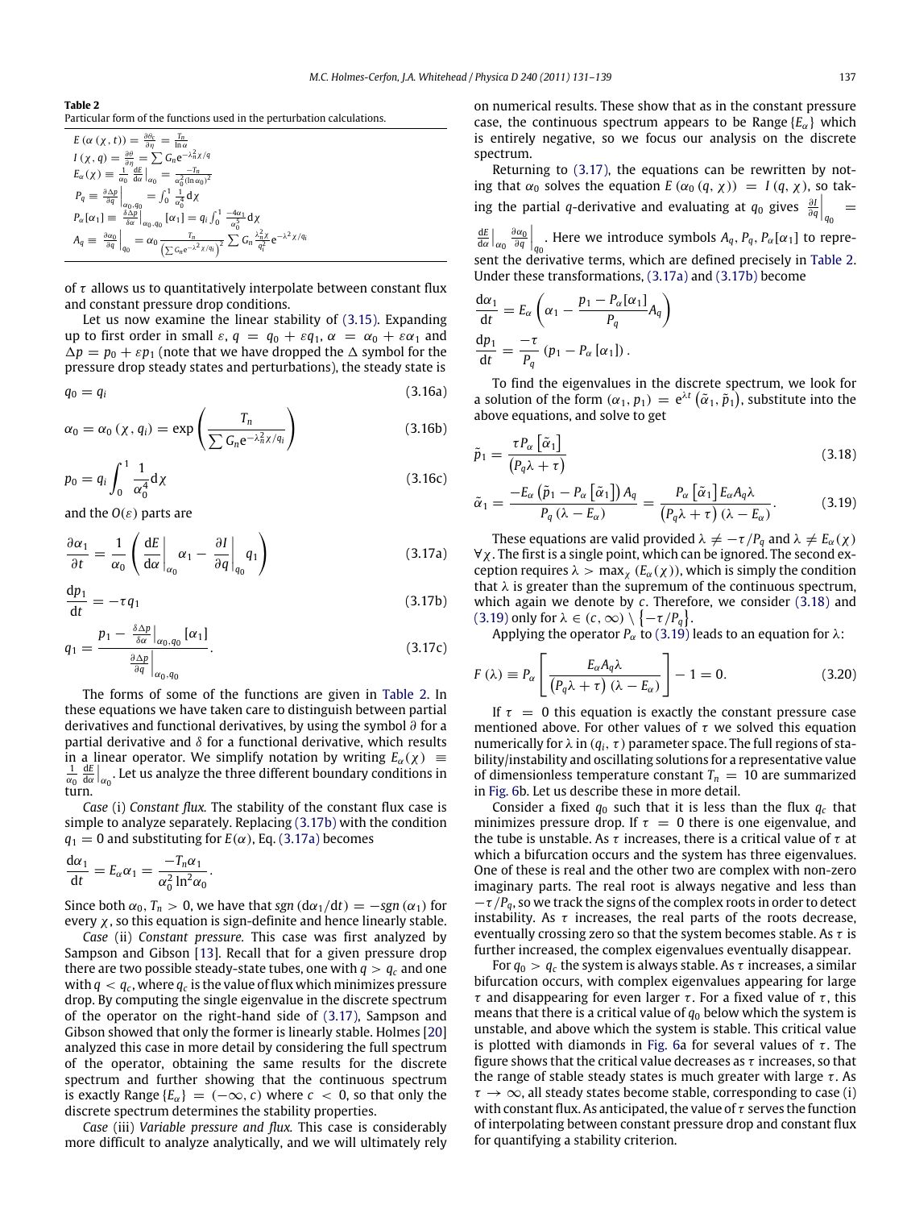**Table 2**
Particular form of the functions used in the perturbation calculations.

| |
|---|
| $E(\alpha(\chi,t)) = \frac{\partial\theta_c}{\partial\eta} = \frac{T_n}{\ln\alpha}$ |
| $I(\chi,q) = \frac{\partial\theta}{\partial\eta} = \sum G_n e^{-\lambda_n^2 \chi/q}$ |
| $E_\alpha(\chi) \equiv \frac{1}{\alpha_0}\frac{dE}{d\alpha}\Big\vert_{\alpha_0} = \frac{-T_n}{\alpha_0^2(\ln\alpha_0)^2}$ |
| $P_q \equiv \frac{\partial\Delta p}{\partial q}\Big\vert_{\alpha_0,q_0} = \int_0^1 \frac{1}{\alpha_0^4}d\chi$ |
| $P_\alpha[\alpha_1] \equiv \frac{\delta\Delta p}{\delta\alpha}\Big\vert_{\alpha_0,q_0}[\alpha_1] = q_i\int_0^1 \frac{-4\alpha_1}{\alpha_0^5}d\chi$ |
| $A_q \equiv \frac{\partial\alpha_0}{\partial q}\Big\vert_{q_0} = \alpha_0 \frac{T_n}{\left(\sum G_n e^{-\lambda^2\chi/q_i}\right)^2}\sum G_n \frac{\lambda_n^2\chi}{q_i^2}e^{-\lambda^2\chi/q_i}$ |

of $\tau$ allows us to quantitatively interpolate between constant flux and constant pressure drop conditions.

Let us now examine the linear stability of (3.15). Expanding up to first order in small $\varepsilon$, $q = q_0 + \varepsilon q_1$, $\alpha = \alpha_0 + \varepsilon\alpha_1$ and $\Delta p = p_0 + \varepsilon p_1$ (note that we have dropped the $\Delta$ symbol for the pressure drop steady states and perturbations), the steady state is

$$q_0 = q_i \tag{3.16a}$$

$$\alpha_0 = \alpha_0(\chi, q_i) = \exp\left(\frac{T_n}{\sum G_n e^{-\lambda_n^2\chi/q_i}}\right) \tag{3.16b}$$

$$p_0 = q_i\int_0^1 \frac{1}{\alpha_0^4}d\chi \tag{3.16c}$$

and the $O(\varepsilon)$ parts are

$$\frac{\partial\alpha_1}{\partial t} = \frac{1}{\alpha_0}\left(\frac{dE}{d\alpha}\Big\vert_{\alpha_0}\alpha_1 - \frac{\partial I}{\partial q}\Big\vert_{q_0}q_1\right) \tag{3.17a}$$

$$\frac{dp_1}{dt} = -\tau q_1 \tag{3.17b}$$

$$q_1 = \frac{p_1 - \frac{\delta\Delta p}{\delta\alpha}\Big\vert_{\alpha_0,q_0}[\alpha_1]}{\frac{\partial\Delta p}{\partial q}\Big\vert_{\alpha_0,q_0}}. \tag{3.17c}$$

The forms of some of the functions are given in Table 2. In these equations we have taken care to distinguish between partial derivatives and functional derivatives, by using the symbol $\partial$ for a partial derivative and $\delta$ for a functional derivative, which results in a linear operator. We simplify notation by writing $E_\alpha(\chi) \equiv \frac{1}{\alpha_0}\frac{dE}{d\alpha}\Big\vert_{\alpha_0}$. Let us analyze the three different boundary conditions in turn.

*Case* (i) *Constant flux.* The stability of the constant flux case is simple to analyze separately. Replacing (3.17b) with the condition $q_1 = 0$ and substituting for $E(\alpha)$, Eq. (3.17a) becomes

$$\frac{d\alpha_1}{dt} = E_\alpha\alpha_1 = \frac{-T_n\alpha_1}{\alpha_0^2\ln^2\alpha_0}.$$

Since both $\alpha_0, T_n > 0$, we have that $sgn(d\alpha_1/dt) = -sgn(\alpha_1)$ for every $\chi$, so this equation is sign-definite and hence linearly stable.

*Case* (ii) *Constant pressure.* This case was first analyzed by Sampson and Gibson [13]. Recall that for a given pressure drop there are two possible steady-state tubes, one with $q > q_c$ and one with $q < q_c$, where $q_c$ is the value of flux which minimizes pressure drop. By computing the single eigenvalue in the discrete spectrum of the operator on the right-hand side of (3.17), Sampson and Gibson showed that only the former is linearly stable. Holmes [20] analyzed this case in more detail by considering the full spectrum of the operator, obtaining the same results for the discrete spectrum and further showing that the continuous spectrum is exactly Range$\{E_\alpha\} = (-\infty, c)$ where $c < 0$, so that only the discrete spectrum determines the stability properties.

*Case* (iii) *Variable pressure and flux.* This case is considerably more difficult to analyze analytically, and we will ultimately rely on numerical results. These show that as in the constant pressure case, the continuous spectrum appears to be Range$\{E_\alpha\}$ which is entirely negative, so we focus our analysis on the discrete spectrum.

Returning to (3.17), the equations can be rewritten by noting that $\alpha_0$ solves the equation $E(\alpha_0(q,\chi)) = I(q,\chi)$, so taking the partial $q$-derivative and evaluating at $q_0$ gives $\frac{\partial I}{\partial q}\Big\vert_{q_0} = \frac{dE}{d\alpha}\Big\vert_{\alpha_0}\frac{\partial\alpha_0}{\partial q}\Big\vert_{q_0}$. Here we introduce symbols $A_q, P_q, P_\alpha[\alpha_1]$ to represent the derivative terms, which are defined precisely in Table 2. Under these transformations, (3.17a) and (3.17b) become

$$\frac{d\alpha_1}{dt} = E_\alpha\left(\alpha_1 - \frac{p_1 - P_\alpha[\alpha_1]}{P_q}A_q\right)$$

$$\frac{dp_1}{dt} = \frac{-\tau}{P_q}\left(p_1 - P_\alpha[\alpha_1]\right).$$

To find the eigenvalues in the discrete spectrum, we look for a solution of the form $(\alpha_1, p_1) = e^{\lambda t}(\tilde{\alpha}_1, \tilde{p}_1)$, substitute into the above equations, and solve to get

$$\tilde{p}_1 = \frac{\tau P_\alpha[\tilde{\alpha}_1]}{(P_q\lambda + \tau)} \tag{3.18}$$

$$\tilde{\alpha}_1 = \frac{-E_\alpha\left(\tilde{p}_1 - P_\alpha[\tilde{\alpha}_1]\right)A_q}{P_q(\lambda - E_\alpha)} = \frac{P_\alpha[\tilde{\alpha}_1]E_\alpha A_q\lambda}{(P_q\lambda + \tau)(\lambda - E_\alpha)}. \tag{3.19}$$

These equations are valid provided $\lambda \neq -\tau/P_q$ and $\lambda \neq E_\alpha(\chi)$ $\forall\chi$. The first is a single point, which can be ignored. The second exception requires $\lambda > \max_\chi(E_\alpha(\chi))$, which is simply the condition that $\lambda$ is greater than the supremum of the continuous spectrum, which again we denote by $c$. Therefore, we consider (3.18) and (3.19) only for $\lambda \in (c, \infty) \setminus \{-\tau/P_q\}$.

Applying the operator $P_\alpha$ to (3.19) leads to an equation for $\lambda$:

$$F(\lambda) \equiv P_\alpha\left[\frac{E_\alpha A_q\lambda}{(P_q\lambda + \tau)(\lambda - E_\alpha)}\right] - 1 = 0. \tag{3.20}$$

If $\tau = 0$ this equation is exactly the constant pressure case mentioned above. For other values of $\tau$ we solved this equation numerically for $\lambda$ in $(q_i, \tau)$ parameter space. The full regions of stability/instability and oscillating solutions for a representative value of dimensionless temperature constant $T_n = 10$ are summarized in Fig. 6b. Let us describe these in more detail.

Consider a fixed $q_0$ such that it is less than the flux $q_c$ that minimizes pressure drop. If $\tau = 0$ there is one eigenvalue, and the tube is unstable. As $\tau$ increases, there is a critical value of $\tau$ at which a bifurcation occurs and the system has three eigenvalues. One of these is real and the other two are complex with non-zero imaginary parts. The real root is always negative and less than $-\tau/P_q$, so we track the signs of the complex roots in order to detect instability. As $\tau$ increases, the real parts of the roots decrease, eventually crossing zero so that the system becomes stable. As $\tau$ is further increased, the complex eigenvalues eventually disappear.

For $q_0 > q_c$ the system is always stable. As $\tau$ increases, a similar bifurcation occurs, with complex eigenvalues appearing for large $\tau$ and disappearing for even larger $\tau$. For a fixed value of $\tau$, this means that there is a critical value of $q_0$ below which the system is unstable, and above which the system is stable. This critical value is plotted with diamonds in Fig. 6a for several values of $\tau$. The figure shows that the critical value decreases as $\tau$ increases, so that the range of stable steady states is much greater with large $\tau$. As $\tau \to \infty$, all steady states become stable, corresponding to case (i) with constant flux. As anticipated, the value of $\tau$ serves the function of interpolating between constant pressure drop and constant flux for quantifying a stability criterion.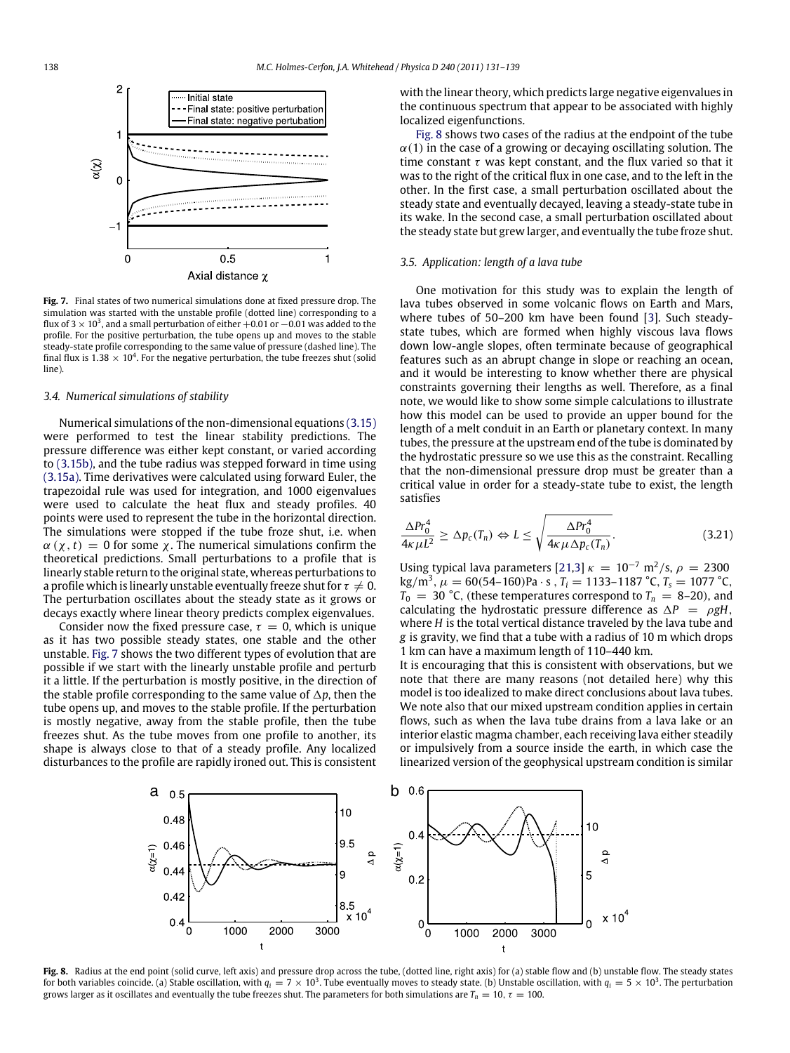**Fig. 7.** Final states of two numerical simulations done at fixed pressure drop. The simulation was started with the unstable profile (dotted line) corresponding to a flux of $3 \times 10^3$, and a small perturbation of either $+0.01$ or $-0.01$ was added to the profile. For the positive perturbation, the tube opens up and moves to the stable steady-state profile corresponding to the same value of pressure (dashed line). The final flux is $1.38 \times 10^4$. For the negative perturbation, the tube freezes shut (solid line).

### 3.4. Numerical simulations of stability

Numerical simulations of the non-dimensional equations (3.15) were performed to test the linear stability predictions. The pressure difference was either kept constant, or varied according to (3.15b), and the tube radius was stepped forward in time using (3.15a). Time derivatives were calculated using forward Euler, the trapezoidal rule was used for integration, and 1000 eigenvalues were used to calculate the heat flux and steady profiles. 40 points were used to represent the tube in the horizontal direction. The simulations were stopped if the tube froze shut, i.e. when $\alpha(\chi, t) = 0$ for some $\chi$. The numerical simulations confirm the theoretical predictions. Small perturbations to a profile that is linearly stable return to the original state, whereas perturbations to a profile which is linearly unstable eventually freeze shut for $\tau \neq 0$. The perturbation oscillates about the steady state as it grows or decays exactly where linear theory predicts complex eigenvalues.

Consider now the fixed pressure case, $\tau = 0$, which is unique as it has two possible steady states, one stable and the other unstable. Fig. 7 shows the two different types of evolution that are possible if we start with the linearly unstable profile and perturb it a little. If the perturbation is mostly positive, in the direction of the stable profile corresponding to the same value of $\Delta p$, then the tube opens up, and moves to the stable profile. If the perturbation is mostly negative, away from the stable profile, then the tube freezes shut. As the tube moves from one profile to another, its shape is always close to that of a steady profile. Any localized disturbances to the profile are rapidly ironed out. This is consistent with the linear theory, which predicts large negative eigenvalues in the continuous spectrum that appear to be associated with highly localized eigenfunctions.

Fig. 8 shows two cases of the radius at the endpoint of the tube $\alpha(1)$ in the case of a growing or decaying oscillating solution. The time constant $\tau$ was kept constant, and the flux varied so that it was to the right of the critical flux in one case, and to the left in the other. In the first case, a small perturbation oscillated about the steady state and eventually decayed, leaving a steady-state tube in its wake. In the second case, a small perturbation oscillated about the steady state but grew larger, and eventually the tube froze shut.

### 3.5. Application: length of a lava tube

One motivation for this study was to explain the length of lava tubes observed in some volcanic flows on Earth and Mars, where tubes of 50–200 km have been found [3]. Such steady-state tubes, which are formed when highly viscous lava flows down low-angle slopes, often terminate because of geographical features such as an abrupt change in slope or reaching an ocean, and it would be interesting to know whether there are physical constraints governing their lengths as well. Therefore, as a final note, we would like to show some simple calculations to illustrate how this model can be used to provide an upper bound for the length of a melt conduit in an Earth or planetary context. In many tubes, the pressure at the upstream end of the tube is dominated by the hydrostatic pressure so we use this as the constraint. Recalling that the non-dimensional pressure drop must be greater than a critical value in order for a steady-state tube to exist, the length satisfies

$$\frac{\Delta P r_0^4}{4\kappa\mu L^2} \geq \Delta p_c(T_n) \Leftrightarrow L \leq \sqrt{\frac{\Delta P r_0^4}{4\kappa\mu\Delta p_c(T_n)}}. \tag{3.21}$$

Using typical lava parameters [21,3] $\kappa = 10^{-7}$ m$^2$/s, $\rho = 2300$ kg/m$^3$, $\mu = 60(54\text{–}160)$Pa · s , $T_i = 1133\text{–}1187$ °C, $T_s = 1077$ °C, $T_0 = 30$ °C, (these temperatures correspond to $T_n = 8\text{–}20$), and calculating the hydrostatic pressure difference as $\Delta P = \rho g H$, where $H$ is the total vertical distance traveled by the lava tube and $g$ is gravity, we find that a tube with a radius of 10 m which drops 1 km can have a maximum length of 110–440 km.

It is encouraging that this is consistent with observations, but we note that there are many reasons (not detailed here) why this model is too idealized to make direct conclusions about lava tubes. We note also that our mixed upstream condition applies in certain flows, such as when the lava tube drains from a lava lake or an interior elastic magma chamber, each receiving lava either steadily or impulsively from a source inside the earth, in which case the linearized version of the geophysical upstream condition is similar

**Fig. 8.** Radius at the end point (solid curve, left axis) and pressure drop across the tube, (dotted line, right axis) for (a) stable flow and (b) unstable flow. The steady states for both variables coincide. (a) Stable oscillation, with $q_i = 7 \times 10^3$. Tube eventually moves to steady state. (b) Unstable oscillation, with $q_i = 5 \times 10^3$. The perturbation grows larger as it oscillates and eventually the tube freezes shut. The parameters for both simulations are $T_n = 10$, $\tau = 100$.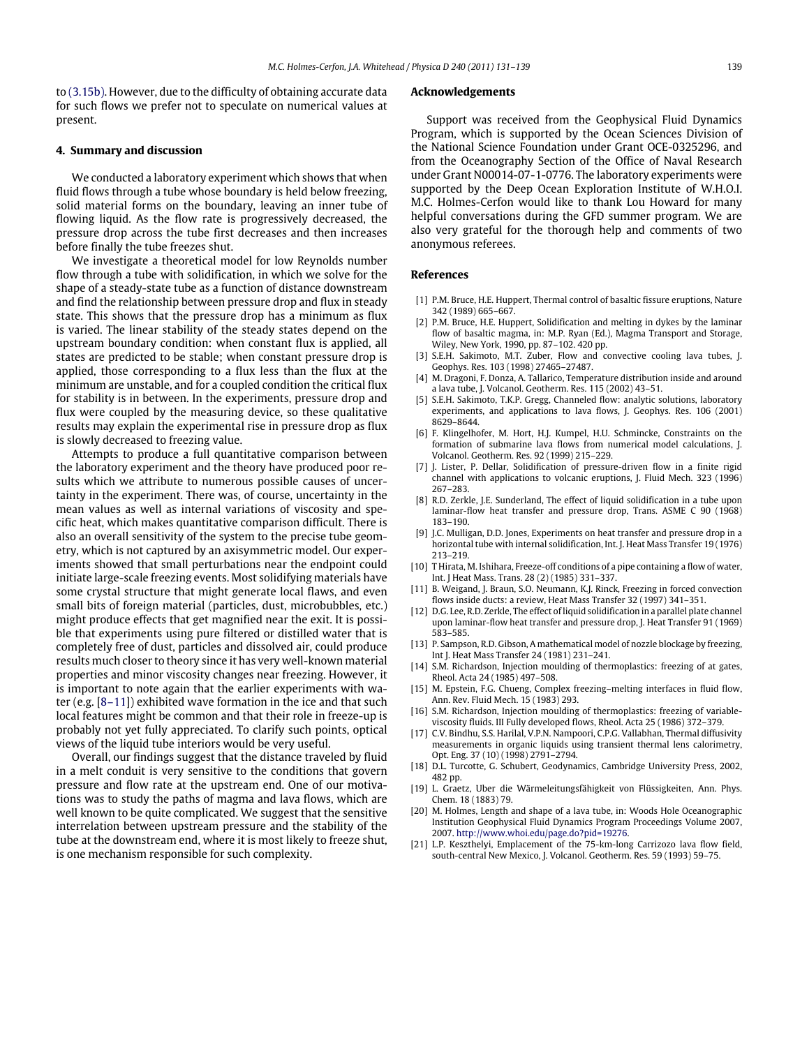to (3.15b). However, due to the difficulty of obtaining accurate data for such flows we prefer not to speculate on numerical values at present.

## 4. Summary and discussion

We conducted a laboratory experiment which shows that when fluid flows through a tube whose boundary is held below freezing, solid material forms on the boundary, leaving an inner tube of flowing liquid. As the flow rate is progressively decreased, the pressure drop across the tube first decreases and then increases before finally the tube freezes shut.

We investigate a theoretical model for low Reynolds number flow through a tube with solidification, in which we solve for the shape of a steady-state tube as a function of distance downstream and find the relationship between pressure drop and flux in steady state. This shows that the pressure drop has a minimum as flux is varied. The linear stability of the steady states depend on the upstream boundary condition: when constant flux is applied, all states are predicted to be stable; when constant pressure drop is applied, those corresponding to a flux less than the flux at the minimum are unstable, and for a coupled condition the critical flux for stability is in between. In the experiments, pressure drop and flux were coupled by the measuring device, so these qualitative results may explain the experimental rise in pressure drop as flux is slowly decreased to freezing value.

Attempts to produce a full quantitative comparison between the laboratory experiment and the theory have produced poor results which we attribute to numerous possible causes of uncertainty in the experiment. There was, of course, uncertainty in the mean values as well as internal variations of viscosity and specific heat, which makes quantitative comparison difficult. There is also an overall sensitivity of the system to the precise tube geometry, which is not captured by an axisymmetric model. Our experiments showed that small perturbations near the endpoint could initiate large-scale freezing events. Most solidifying materials have some crystal structure that might generate local flaws, and even small bits of foreign material (particles, dust, microbubbles, etc.) might produce effects that get magnified near the exit. It is possible that experiments using pure filtered or distilled water that is completely free of dust, particles and dissolved air, could produce results much closer to theory since it has very well-known material properties and minor viscosity changes near freezing. However, it is important to note again that the earlier experiments with water (e.g. [8–11]) exhibited wave formation in the ice and that such local features might be common and that their role in freeze-up is probably not yet fully appreciated. To clarify such points, optical views of the liquid tube interiors would be very useful.

Overall, our findings suggest that the distance traveled by fluid in a melt conduit is very sensitive to the conditions that govern pressure and flow rate at the upstream end. One of our motivations was to study the paths of magma and lava flows, which are well known to be quite complicated. We suggest that the sensitive interrelation between upstream pressure and the stability of the tube at the downstream end, where it is most likely to freeze shut, is one mechanism responsible for such complexity.

## Acknowledgements

Support was received from the Geophysical Fluid Dynamics Program, which is supported by the Ocean Sciences Division of the National Science Foundation under Grant OCE-0325296, and from the Oceanography Section of the Office of Naval Research under Grant N00014-07-1-0776. The laboratory experiments were supported by the Deep Ocean Exploration Institute of W.H.O.I. M.C. Holmes-Cerfon would like to thank Lou Howard for many helpful conversations during the GFD summer program. We are also very grateful for the thorough help and comments of two anonymous referees.

## References

[1] P.M. Bruce, H.E. Huppert, Thermal control of basaltic fissure eruptions, Nature 342 (1989) 665–667.

[2] P.M. Bruce, H.E. Huppert, Solidification and melting in dykes by the laminar flow of basaltic magma, in: M.P. Ryan (Ed.), Magma Transport and Storage, Wiley, New York, 1990, pp. 87–102. 420 pp.

[3] S.E.H. Sakimoto, M.T. Zuber, Flow and convective cooling lava tubes, J. Geophys. Res. 103 (1998) 27465–27487.

[4] M. Dragoni, F. Donza, A. Tallarico, Temperature distribution inside and around a lava tube, J. Volcanol. Geotherm. Res. 115 (2002) 43–51.

[5] S.E.H. Sakimoto, T.K.P. Gregg, Channeled flow: analytic solutions, laboratory experiments, and applications to lava flows, J. Geophys. Res. 106 (2001) 8629–8644.

[6] F. Klingelhofer, M. Hort, H.J. Kumpel, H.U. Schmincke, Constraints on the formation of submarine lava flows from numerical model calculations, J. Volcanol. Geotherm. Res. 92 (1999) 215–229.

[7] J. Lister, P. Dellar, Solidification of pressure-driven flow in a finite rigid channel with applications to volcanic eruptions, J. Fluid Mech. 323 (1996) 267–283.

[8] R.D. Zerkle, J.E. Sunderland, The effect of liquid solidification in a tube upon laminar-flow heat transfer and pressure drop, Trans. ASME C 90 (1968) 183–190.

[9] J.C. Mulligan, D.D. Jones, Experiments on heat transfer and pressure drop in a horizontal tube with internal solidification, Int. J. Heat Mass Transfer 19 (1976) 213–219.

[10] T Hirata, M. Ishihara, Freeze-off conditions of a pipe containing a flow of water, Int. J Heat Mass. Trans. 28 (2) (1985) 331–337.

[11] B. Weigand, J. Braun, S.O. Neumann, K.J. Rinck, Freezing in forced convection flows inside ducts: a review, Heat Mass Transfer 32 (1997) 341–351.

[12] D.G. Lee, R.D. Zerkle, The effect of liquid solidification in a parallel plate channel upon laminar-flow heat transfer and pressure drop, J. Heat Transfer 91 (1969) 583–585.

[13] P. Sampson, R.D. Gibson, A mathematical model of nozzle blockage by freezing, Int J. Heat Mass Transfer 24 (1981) 231–241.

[14] S.M. Richardson, Injection moulding of thermoplastics: freezing of at gates, Rheol. Acta 24 (1985) 497–508.

[15] M. Epstein, F.G. Chueng, Complex freezing–melting interfaces in fluid flow, Ann. Rev. Fluid Mech. 15 (1983) 293.

[16] S.M. Richardson, Injection moulding of thermoplastics: freezing of variable-viscosity fluids. III Fully developed flows, Rheol. Acta 25 (1986) 372–379.

[17] C.V. Bindhu, S.S. Harilal, V.P.N. Nampoori, C.P.G. Vallabhan, Thermal diffusivity measurements in organic liquids using transient thermal lens calorimetry, Opt. Eng. 37 (10) (1998) 2791–2794.

[18] D.L. Turcotte, G. Schubert, Geodynamics, Cambridge University Press, 2002, 482 pp.

[19] L. Graetz, Uber die Wärmeleitungsfähigkeit von Flüssigkeiten, Ann. Phys. Chem. 18 (1883) 79.

[20] M. Holmes, Length and shape of a lava tube, in: Woods Hole Oceanographic Institution Geophysical Fluid Dynamics Program Proceedings Volume 2007, 2007. http://www.whoi.edu/page.do?pid=19276.

[21] L.P. Keszthelyi, Emplacement of the 75-km-long Carrizozo lava flow field, south-central New Mexico, J. Volcanol. Geotherm. Res. 59 (1993) 59–75.